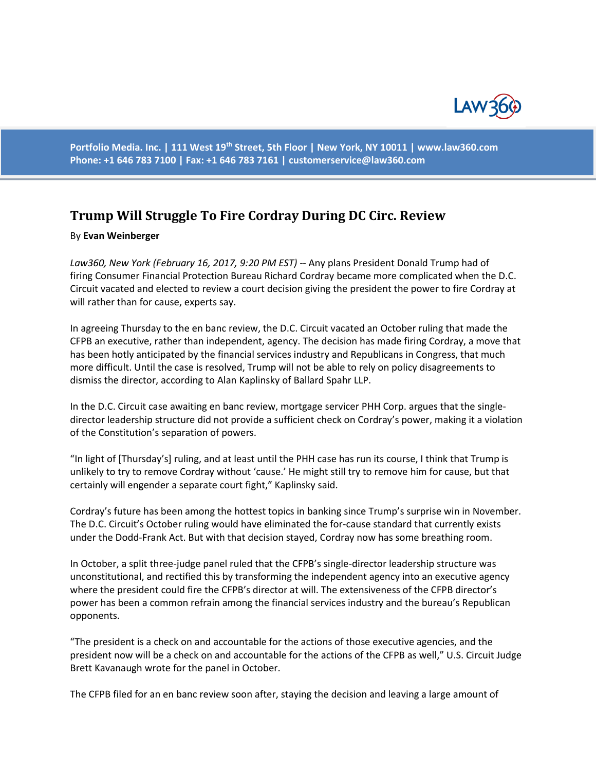Portfolio Media. Inc. | 111 West 19th Street, 5th Floor | New York, NY 10011 | www.law360.com
Phone: +1 646 783 7100 | Fax: +1 646 783 7161 | customerservice@law360.com

## Trump Will Struggle To Fire Cordray During DC Circ. Review

By **Evan Weinberger**

*Law360, New York (February 16, 2017, 9:20 PM EST)* -- Any plans President Donald Trump had of firing Consumer Financial Protection Bureau Richard Cordray became more complicated when the D.C. Circuit vacated and elected to review a court decision giving the president the power to fire Cordray at will rather than for cause, experts say.

In agreeing Thursday to the en banc review, the D.C. Circuit vacated an October ruling that made the CFPB an executive, rather than independent, agency. The decision has made firing Cordray, a move that has been hotly anticipated by the financial services industry and Republicans in Congress, that much more difficult. Until the case is resolved, Trump will not be able to rely on policy disagreements to dismiss the director, according to Alan Kaplinsky of Ballard Spahr LLP.

In the D.C. Circuit case awaiting en banc review, mortgage servicer PHH Corp. argues that the single-director leadership structure did not provide a sufficient check on Cordray's power, making it a violation of the Constitution's separation of powers.

"In light of [Thursday's] ruling, and at least until the PHH case has run its course, I think that Trump is unlikely to try to remove Cordray without 'cause.' He might still try to remove him for cause, but that certainly will engender a separate court fight," Kaplinsky said.

Cordray's future has been among the hottest topics in banking since Trump's surprise win in November. The D.C. Circuit's October ruling would have eliminated the for-cause standard that currently exists under the Dodd-Frank Act. But with that decision stayed, Cordray now has some breathing room.

In October, a split three-judge panel ruled that the CFPB's single-director leadership structure was unconstitutional, and rectified this by transforming the independent agency into an executive agency where the president could fire the CFPB's director at will. The extensiveness of the CFPB director's power has been a common refrain among the financial services industry and the bureau's Republican opponents.

"The president is a check on and accountable for the actions of those executive agencies, and the president now will be a check on and accountable for the actions of the CFPB as well," U.S. Circuit Judge Brett Kavanaugh wrote for the panel in October.

The CFPB filed for an en banc review soon after, staying the decision and leaving a large amount of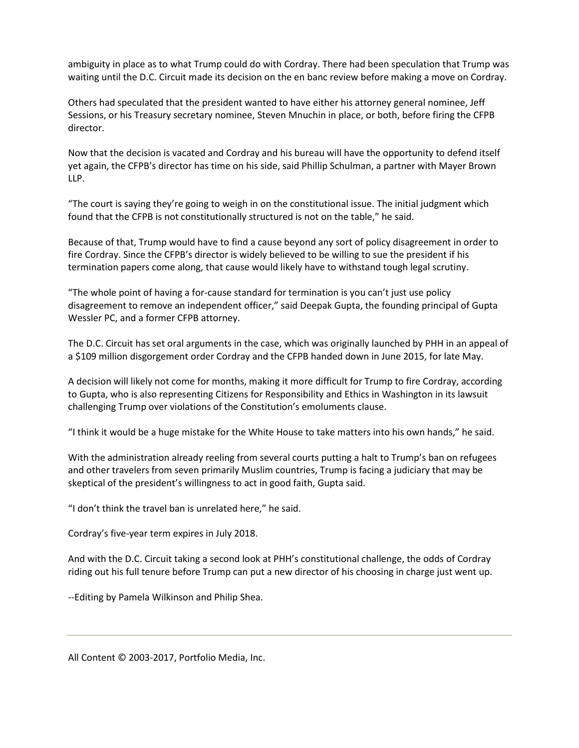ambiguity in place as to what Trump could do with Cordray. There had been speculation that Trump was waiting until the D.C. Circuit made its decision on the en banc review before making a move on Cordray.

Others had speculated that the president wanted to have either his attorney general nominee, Jeff Sessions, or his Treasury secretary nominee, Steven Mnuchin in place, or both, before firing the CFPB director.

Now that the decision is vacated and Cordray and his bureau will have the opportunity to defend itself yet again, the CFPB's director has time on his side, said Phillip Schulman, a partner with Mayer Brown LLP.

"The court is saying they're going to weigh in on the constitutional issue. The initial judgment which found that the CFPB is not constitutionally structured is not on the table," he said.

Because of that, Trump would have to find a cause beyond any sort of policy disagreement in order to fire Cordray. Since the CFPB's director is widely believed to be willing to sue the president if his termination papers come along, that cause would likely have to withstand tough legal scrutiny.

"The whole point of having a for-cause standard for termination is you can't just use policy disagreement to remove an independent officer," said Deepak Gupta, the founding principal of Gupta Wessler PC, and a former CFPB attorney.

The D.C. Circuit has set oral arguments in the case, which was originally launched by PHH in an appeal of a $109 million disgorgement order Cordray and the CFPB handed down in June 2015, for late May.

A decision will likely not come for months, making it more difficult for Trump to fire Cordray, according to Gupta, who is also representing Citizens for Responsibility and Ethics in Washington in its lawsuit challenging Trump over violations of the Constitution's emoluments clause.

"I think it would be a huge mistake for the White House to take matters into his own hands," he said.

With the administration already reeling from several courts putting a halt to Trump's ban on refugees and other travelers from seven primarily Muslim countries, Trump is facing a judiciary that may be skeptical of the president's willingness to act in good faith, Gupta said.

"I don't think the travel ban is unrelated here," he said.

Cordray's five-year term expires in July 2018.

And with the D.C. Circuit taking a second look at PHH's constitutional challenge, the odds of Cordray riding out his full tenure before Trump can put a new director of his choosing in charge just went up.

--Editing by Pamela Wilkinson and Philip Shea.

---

All Content © 2003-2017, Portfolio Media, Inc.